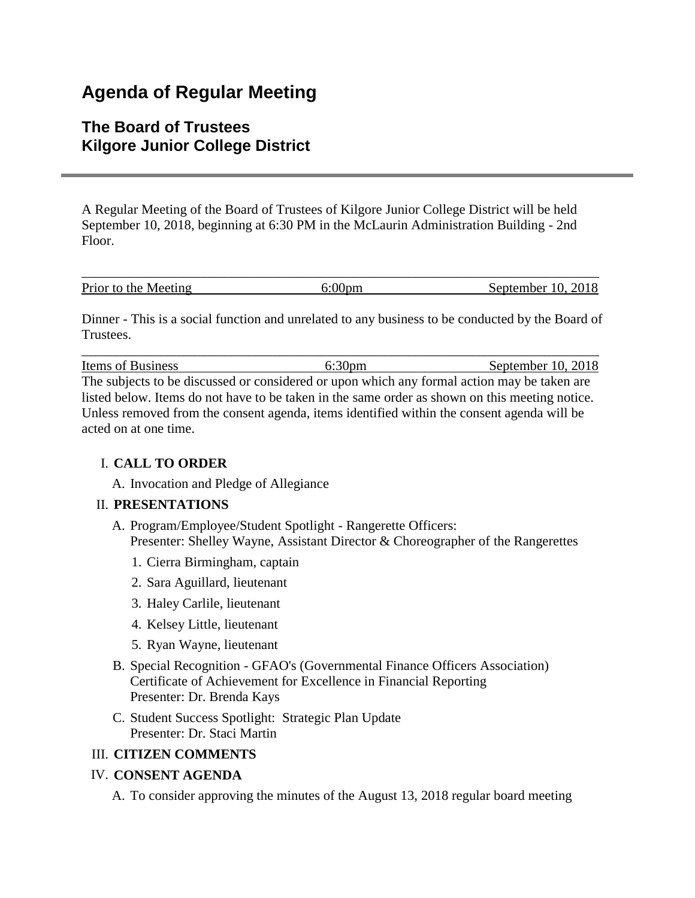# Agenda of Regular Meeting

## The Board of Trustees
## Kilgore Junior College District

---

A Regular Meeting of the Board of Trustees of Kilgore Junior College District will be held September 10, 2018, beginning at 6:30 PM in the McLaurin Administration Building - 2nd Floor.

| | | |
|---|---|---|
| Prior to the Meeting | 6:00pm | September 10, 2018 |

Dinner - This is a social function and unrelated to any business to be conducted by the Board of Trustees.

| | | |
|---|---|---|
| Items of Business | 6:30pm | September 10, 2018 |

The subjects to be discussed or considered or upon which any formal action may be taken are listed below. Items do not have to be taken in the same order as shown on this meeting notice. Unless removed from the consent agenda, items identified within the consent agenda will be acted on at one time.

I. **CALL TO ORDER**

   A. Invocation and Pledge of Allegiance

II. **PRESENTATIONS**

   A. Program/Employee/Student Spotlight - Rangerette Officers:
      Presenter: Shelley Wayne, Assistant Director & Choreographer of the Rangerettes

      1. Cierra Birmingham, captain
      2. Sara Aguillard, lieutenant
      3. Haley Carlile, lieutenant
      4. Kelsey Little, lieutenant
      5. Ryan Wayne, lieutenant

   B. Special Recognition - GFAO's (Governmental Finance Officers Association) Certificate of Achievement for Excellence in Financial Reporting
      Presenter: Dr. Brenda Kays

   C. Student Success Spotlight: Strategic Plan Update
      Presenter: Dr. Staci Martin

III. **CITIZEN COMMENTS**

IV. **CONSENT AGENDA**

   A. To consider approving the minutes of the August 13, 2018 regular board meeting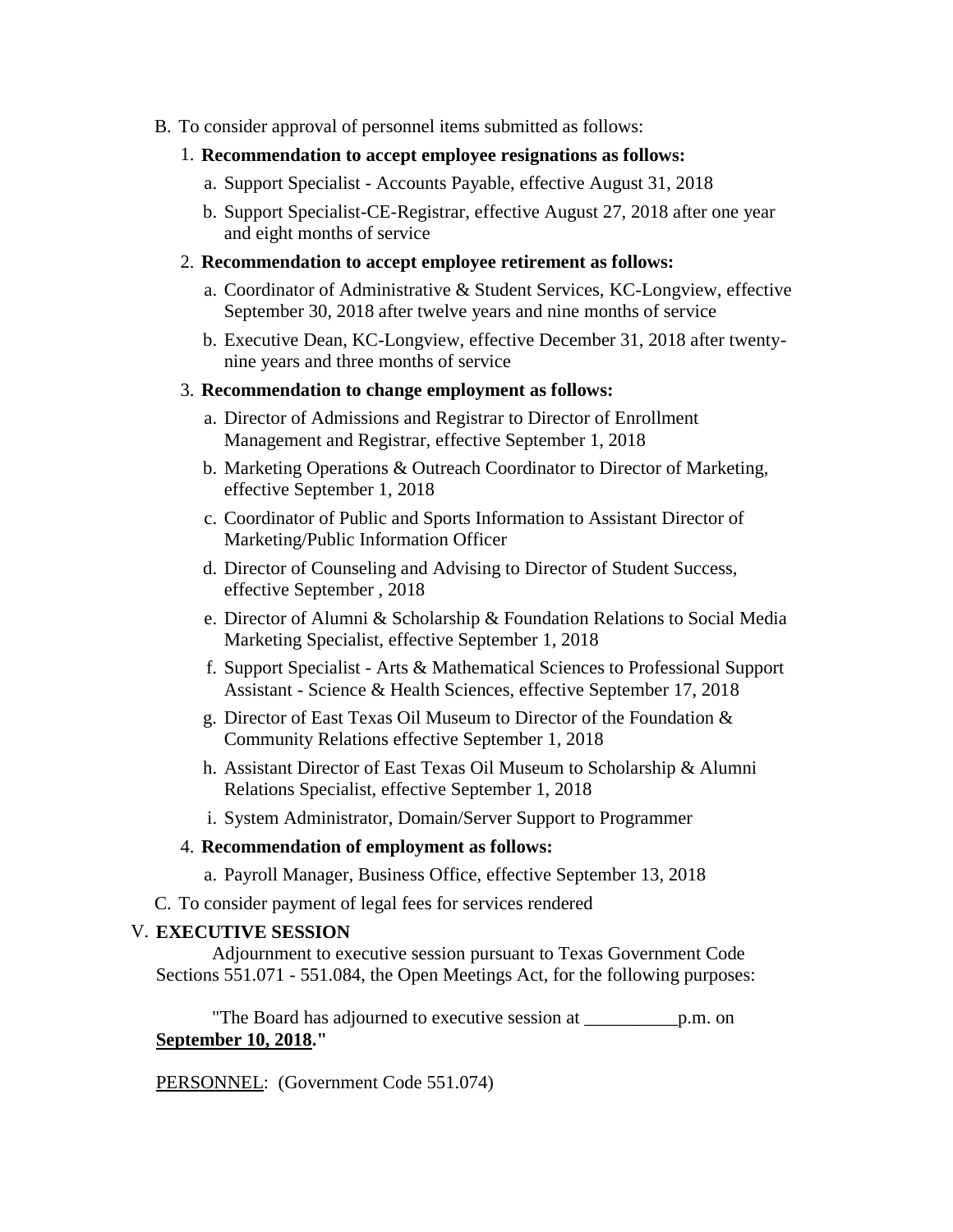B. To consider approval of personnel items submitted as follows:

1. **Recommendation to accept employee resignations as follows:**
    a. Support Specialist - Accounts Payable, effective August 31, 2018
    b. Support Specialist-CE-Registrar, effective August 27, 2018 after one year and eight months of service

2. **Recommendation to accept employee retirement as follows:**
    a. Coordinator of Administrative & Student Services, KC-Longview, effective September 30, 2018 after twelve years and nine months of service
    b. Executive Dean, KC-Longview, effective December 31, 2018 after twenty-nine years and three months of service

3. **Recommendation to change employment as follows:**
    a. Director of Admissions and Registrar to Director of Enrollment Management and Registrar, effective September 1, 2018
    b. Marketing Operations & Outreach Coordinator to Director of Marketing, effective September 1, 2018
    c. Coordinator of Public and Sports Information to Assistant Director of Marketing/Public Information Officer
    d. Director of Counseling and Advising to Director of Student Success, effective September , 2018
    e. Director of Alumni & Scholarship & Foundation Relations to Social Media Marketing Specialist, effective September 1, 2018
    f. Support Specialist - Arts & Mathematical Sciences to Professional Support Assistant - Science & Health Sciences, effective September 17, 2018
    g. Director of East Texas Oil Museum to Director of the Foundation & Community Relations effective September 1, 2018
    h. Assistant Director of East Texas Oil Museum to Scholarship & Alumni Relations Specialist, effective September 1, 2018
    i. System Administrator, Domain/Server Support to Programmer

4. **Recommendation of employment as follows:**
    a. Payroll Manager, Business Office, effective September 13, 2018

C. To consider payment of legal fees for services rendered

V. **EXECUTIVE SESSION**

Adjournment to executive session pursuant to Texas Government Code Sections 551.071 - 551.084, the Open Meetings Act, for the following purposes:

"The Board has adjourned to executive session at __________p.m. on **September 10, 2018**."

PERSONNEL: (Government Code 551.074)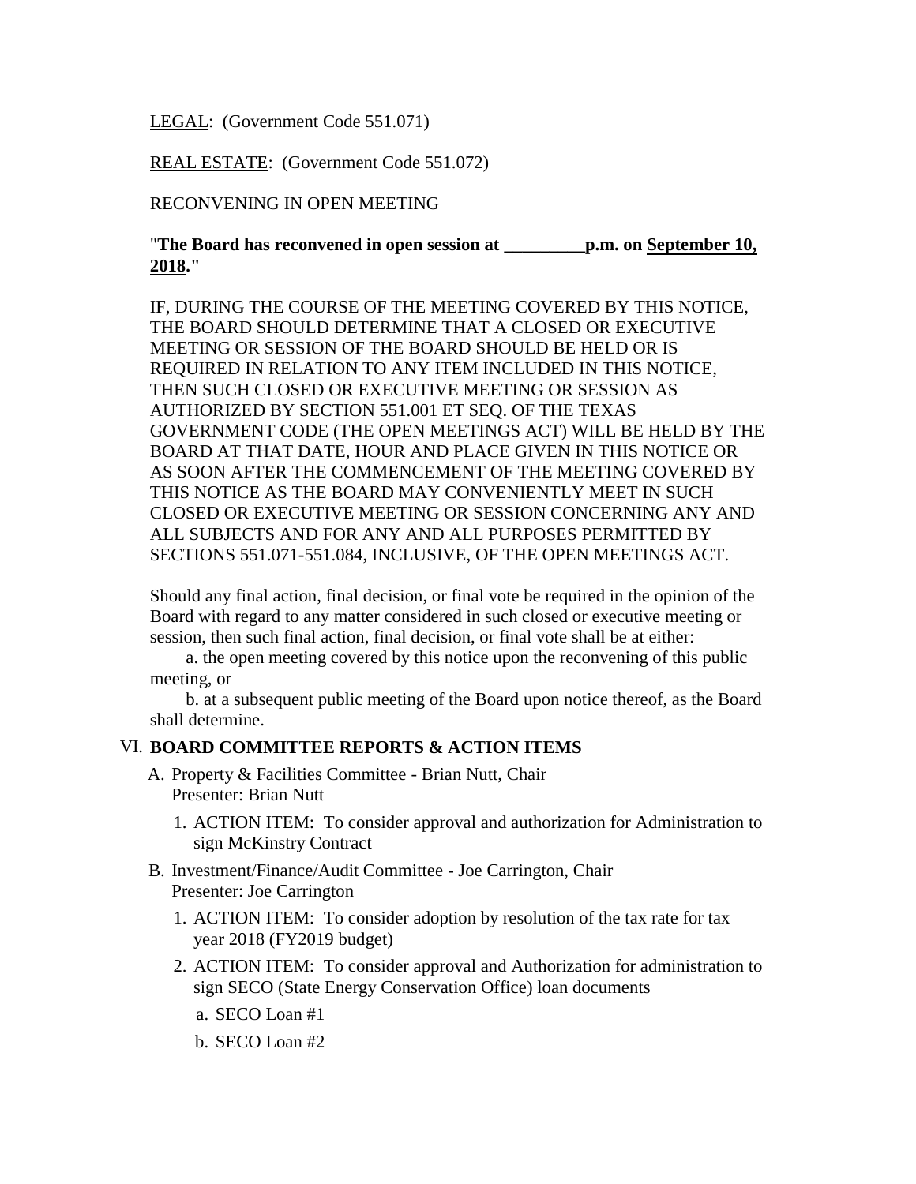<u>LEGAL</u>: (Government Code 551.071)

<u>REAL ESTATE</u>: (Government Code 551.072)

RECONVENING IN OPEN MEETING

"**The Board has reconvened in open session at _________p.m. on <u>September 10, 2018</u>.**"

IF, DURING THE COURSE OF THE MEETING COVERED BY THIS NOTICE, THE BOARD SHOULD DETERMINE THAT A CLOSED OR EXECUTIVE MEETING OR SESSION OF THE BOARD SHOULD BE HELD OR IS REQUIRED IN RELATION TO ANY ITEM INCLUDED IN THIS NOTICE, THEN SUCH CLOSED OR EXECUTIVE MEETING OR SESSION AS AUTHORIZED BY SECTION 551.001 ET SEQ. OF THE TEXAS GOVERNMENT CODE (THE OPEN MEETINGS ACT) WILL BE HELD BY THE BOARD AT THAT DATE, HOUR AND PLACE GIVEN IN THIS NOTICE OR AS SOON AFTER THE COMMENCEMENT OF THE MEETING COVERED BY THIS NOTICE AS THE BOARD MAY CONVENIENTLY MEET IN SUCH CLOSED OR EXECUTIVE MEETING OR SESSION CONCERNING ANY AND ALL SUBJECTS AND FOR ANY AND ALL PURPOSES PERMITTED BY SECTIONS 551.071-551.084, INCLUSIVE, OF THE OPEN MEETINGS ACT.

Should any final action, final decision, or final vote be required in the opinion of the Board with regard to any matter considered in such closed or executive meeting or session, then such final action, final decision, or final vote shall be at either:

a. the open meeting covered by this notice upon the reconvening of this public meeting, or

b. at a subsequent public meeting of the Board upon notice thereof, as the Board shall determine.

VI. **BOARD COMMITTEE REPORTS & ACTION ITEMS**

A. Property & Facilities Committee - Brian Nutt, Chair
Presenter: Brian Nutt

1. ACTION ITEM: To consider approval and authorization for Administration to sign McKinstry Contract

B. Investment/Finance/Audit Committee - Joe Carrington, Chair
Presenter: Joe Carrington

1. ACTION ITEM: To consider adoption by resolution of the tax rate for tax year 2018 (FY2019 budget)

2. ACTION ITEM: To consider approval and Authorization for administration to sign SECO (State Energy Conservation Office) loan documents

   a. SECO Loan #1

   b. SECO Loan #2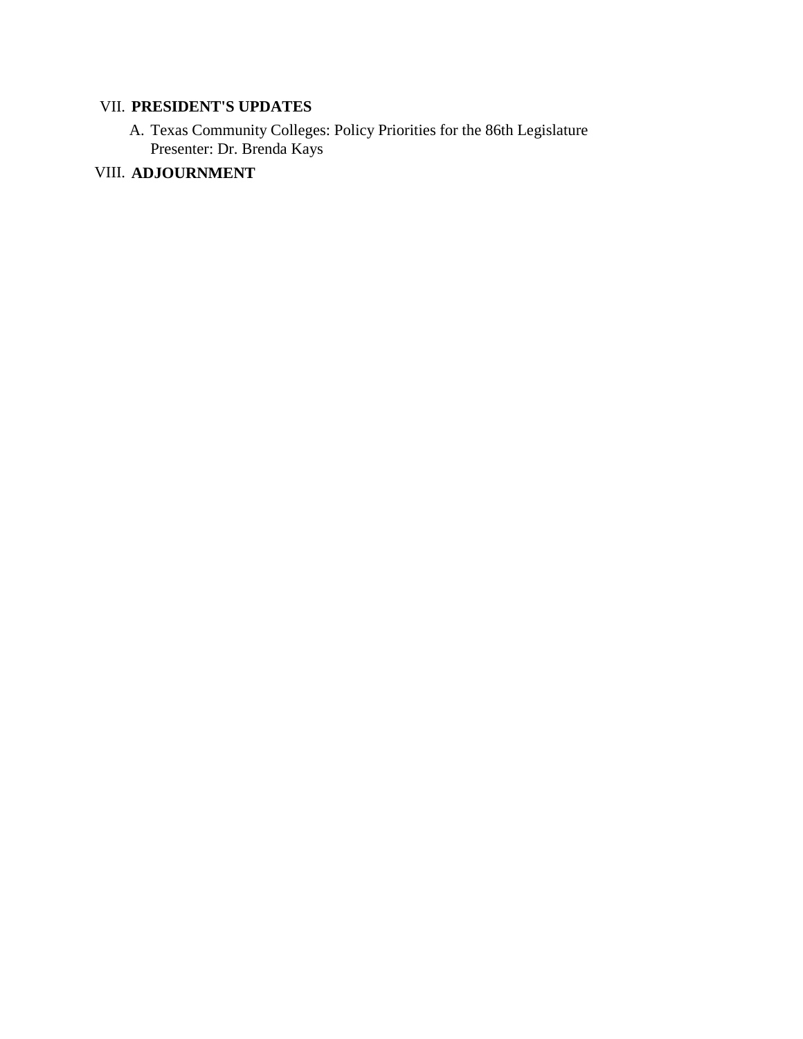VII. **PRESIDENT'S UPDATES**

   A. Texas Community Colleges: Policy Priorities for the 86th Legislature
      Presenter: Dr. Brenda Kays

VIII. **ADJOURNMENT**